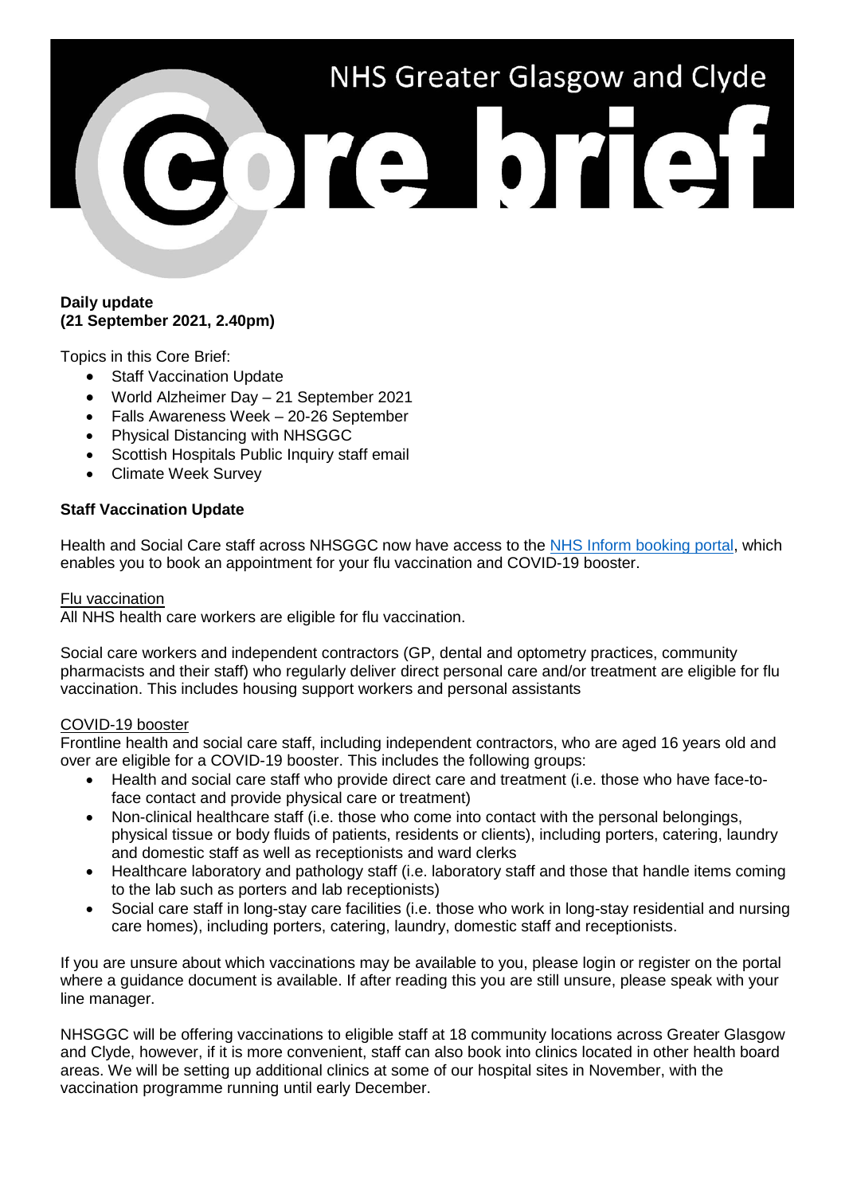# NHS Greater Glasgow and Clyde Core brief

**Daily update**
**(21 September 2021, 2.40pm)**

Topics in this Core Brief:

- Staff Vaccination Update
- World Alzheimer Day – 21 September 2021
- Falls Awareness Week – 20-26 September
- Physical Distancing with NHSGGC
- Scottish Hospitals Public Inquiry staff email
- Climate Week Survey

**Staff Vaccination Update**

Health and Social Care staff across NHSGGC now have access to the NHS Inform booking portal, which enables you to book an appointment for your flu vaccination and COVID-19 booster.

Flu vaccination

All NHS health care workers are eligible for flu vaccination.

Social care workers and independent contractors (GP, dental and optometry practices, community pharmacists and their staff) who regularly deliver direct personal care and/or treatment are eligible for flu vaccination. This includes housing support workers and personal assistants

COVID-19 booster

Frontline health and social care staff, including independent contractors, who are aged 16 years old and over are eligible for a COVID-19 booster. This includes the following groups:

- Health and social care staff who provide direct care and treatment (i.e. those who have face-to-face contact and provide physical care or treatment)
- Non-clinical healthcare staff (i.e. those who come into contact with the personal belongings, physical tissue or body fluids of patients, residents or clients), including porters, catering, laundry and domestic staff as well as receptionists and ward clerks
- Healthcare laboratory and pathology staff (i.e. laboratory staff and those that handle items coming to the lab such as porters and lab receptionists)
- Social care staff in long-stay care facilities (i.e. those who work in long-stay residential and nursing care homes), including porters, catering, laundry, domestic staff and receptionists.

If you are unsure about which vaccinations may be available to you, please login or register on the portal where a guidance document is available. If after reading this you are still unsure, please speak with your line manager.

NHSGGC will be offering vaccinations to eligible staff at 18 community locations across Greater Glasgow and Clyde, however, if it is more convenient, staff can also book into clinics located in other health board areas. We will be setting up additional clinics at some of our hospital sites in November, with the vaccination programme running until early December.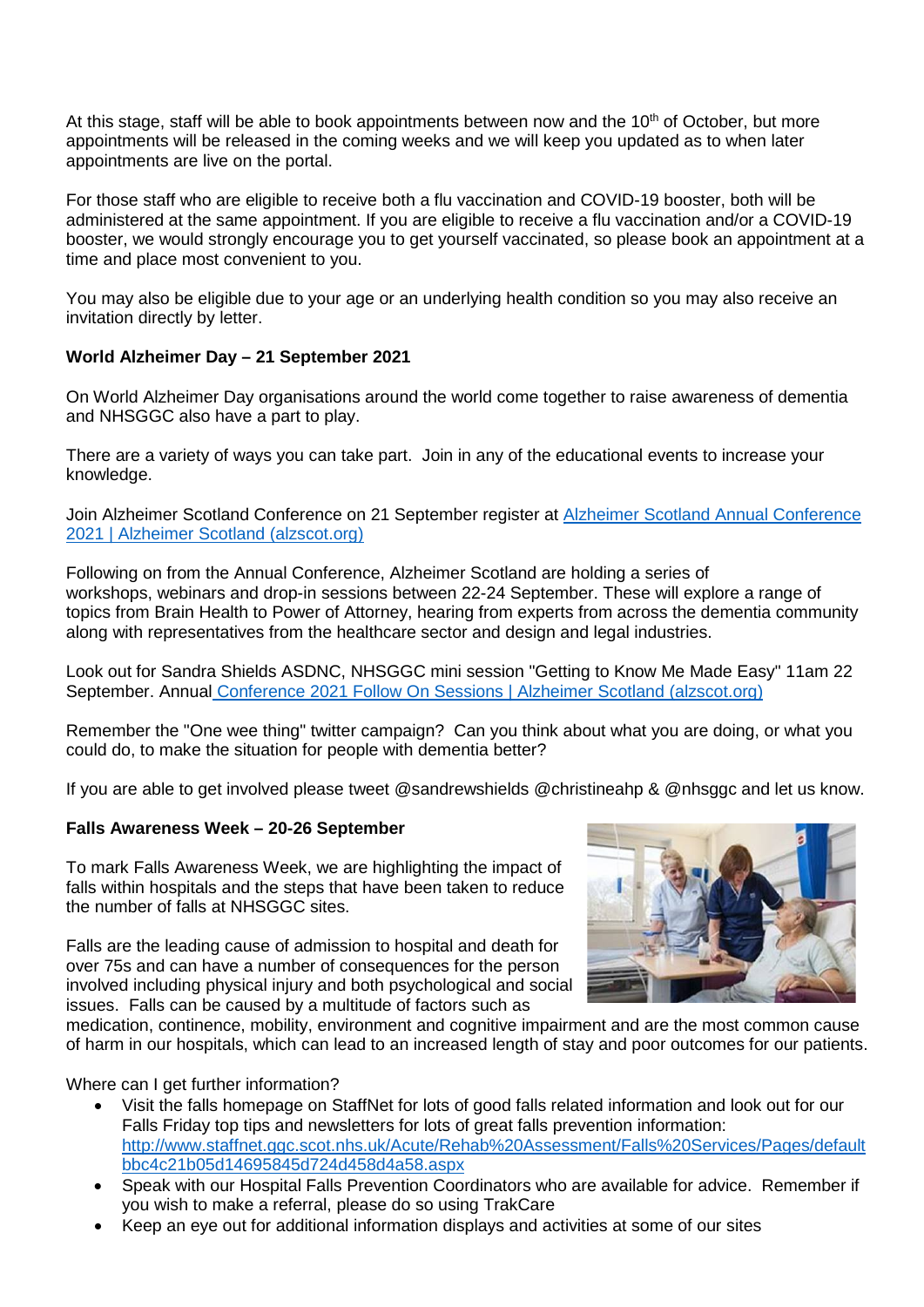At this stage, staff will be able to book appointments between now and the 10th of October, but more appointments will be released in the coming weeks and we will keep you updated as to when later appointments are live on the portal.

For those staff who are eligible to receive both a flu vaccination and COVID-19 booster, both will be administered at the same appointment. If you are eligible to receive a flu vaccination and/or a COVID-19 booster, we would strongly encourage you to get yourself vaccinated, so please book an appointment at a time and place most convenient to you.

You may also be eligible due to your age or an underlying health condition so you may also receive an invitation directly by letter.

**World Alzheimer Day – 21 September 2021**

On World Alzheimer Day organisations around the world come together to raise awareness of dementia and NHSGGC also have a part to play.

There are a variety of ways you can take part. Join in any of the educational events to increase your knowledge.

Join Alzheimer Scotland Conference on 21 September register at [Alzheimer Scotland Annual Conference 2021 | Alzheimer Scotland (alzscot.org)]

Following on from the Annual Conference, Alzheimer Scotland are holding a series of workshops, webinars and drop-in sessions between 22-24 September. These will explore a range of topics from Brain Health to Power of Attorney, hearing from experts from across the dementia community along with representatives from the healthcare sector and design and legal industries.

Look out for Sandra Shields ASDNC, NHSGGC mini session "Getting to Know Me Made Easy" 11am 22 September. Annual [Conference 2021 Follow On Sessions | Alzheimer Scotland (alzscot.org)]

Remember the "One wee thing" twitter campaign? Can you think about what you are doing, or what you could do, to make the situation for people with dementia better?

If you are able to get involved please tweet @sandrewshields @christineahp & @nhsggc and let us know.

**Falls Awareness Week – 20-26 September**

To mark Falls Awareness Week, we are highlighting the impact of falls within hospitals and the steps that have been taken to reduce the number of falls at NHSGGC sites.

Falls are the leading cause of admission to hospital and death for over 75s and can have a number of consequences for the person involved including physical injury and both psychological and social issues. Falls can be caused by a multitude of factors such as medication, continence, mobility, environment and cognitive impairment and are the most common cause of harm in our hospitals, which can lead to an increased length of stay and poor outcomes for our patients.

Where can I get further information?

- Visit the falls homepage on StaffNet for lots of good falls related information and look out for our Falls Friday top tips and newsletters for lots of great falls prevention information: http://www.staffnet.ggc.scot.nhs.uk/Acute/Rehab%20Assessment/Falls%20Services/Pages/default bbc4c21b05d14695845d724d458d4a58.aspx
- Speak with our Hospital Falls Prevention Coordinators who are available for advice. Remember if you wish to make a referral, please do so using TrakCare
- Keep an eye out for additional information displays and activities at some of our sites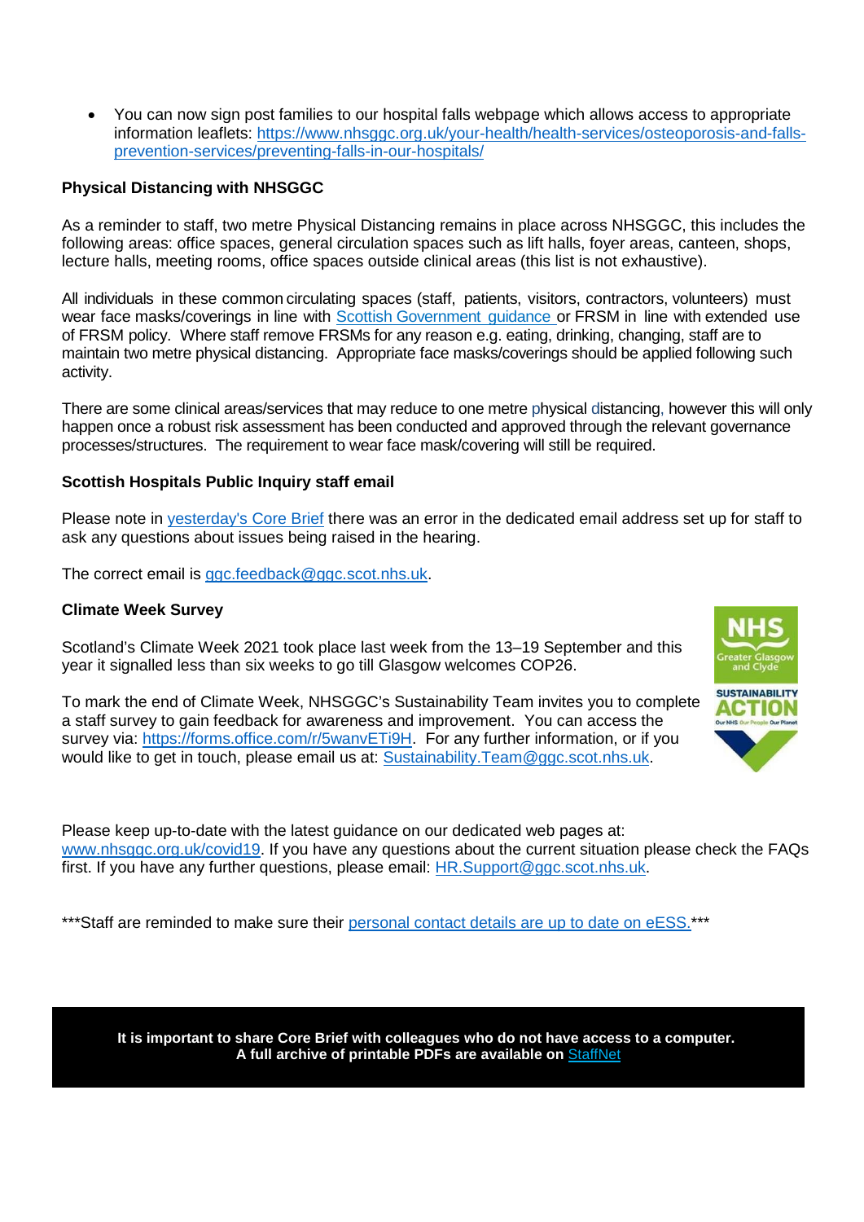- You can now sign post families to our hospital falls webpage which allows access to appropriate information leaflets: https://www.nhsggc.org.uk/your-health/health-services/osteoporosis-and-falls-prevention-services/preventing-falls-in-our-hospitals/

**Physical Distancing with NHSGGC**

As a reminder to staff, two metre Physical Distancing remains in place across NHSGGC, this includes the following areas: office spaces, general circulation spaces such as lift halls, foyer areas, canteen, shops, lecture halls, meeting rooms, office spaces outside clinical areas (this list is not exhaustive).

All individuals in these common circulating spaces (staff, patients, visitors, contractors, volunteers) must wear face masks/coverings in line with Scottish Government guidance or FRSM in line with extended use of FRSM policy. Where staff remove FRSMs for any reason e.g. eating, drinking, changing, staff are to maintain two metre physical distancing. Appropriate face masks/coverings should be applied following such activity.

There are some clinical areas/services that may reduce to one metre physical distancing, however this will only happen once a robust risk assessment has been conducted and approved through the relevant governance processes/structures. The requirement to wear face mask/covering will still be required.

**Scottish Hospitals Public Inquiry staff email**

Please note in yesterday's Core Brief there was an error in the dedicated email address set up for staff to ask any questions about issues being raised in the hearing.

The correct email is ggc.feedback@ggc.scot.nhs.uk.

**Climate Week Survey**

Scotland's Climate Week 2021 took place last week from the 13–19 September and this year it signalled less than six weeks to go till Glasgow welcomes COP26.

To mark the end of Climate Week, NHSGGC's Sustainability Team invites you to complete a staff survey to gain feedback for awareness and improvement. You can access the survey via: https://forms.office.com/r/5wanvETi9H. For any further information, or if you would like to get in touch, please email us at: Sustainability.Team@ggc.scot.nhs.uk.

Please keep up-to-date with the latest guidance on our dedicated web pages at: www.nhsggc.org.uk/covid19. If you have any questions about the current situation please check the FAQs first. If you have any further questions, please email: HR.Support@ggc.scot.nhs.uk.

***Staff are reminded to make sure their personal contact details are up to date on eESS.***

**It is important to share Core Brief with colleagues who do not have access to a computer.**
**A full archive of printable PDFs are available on StaffNet**